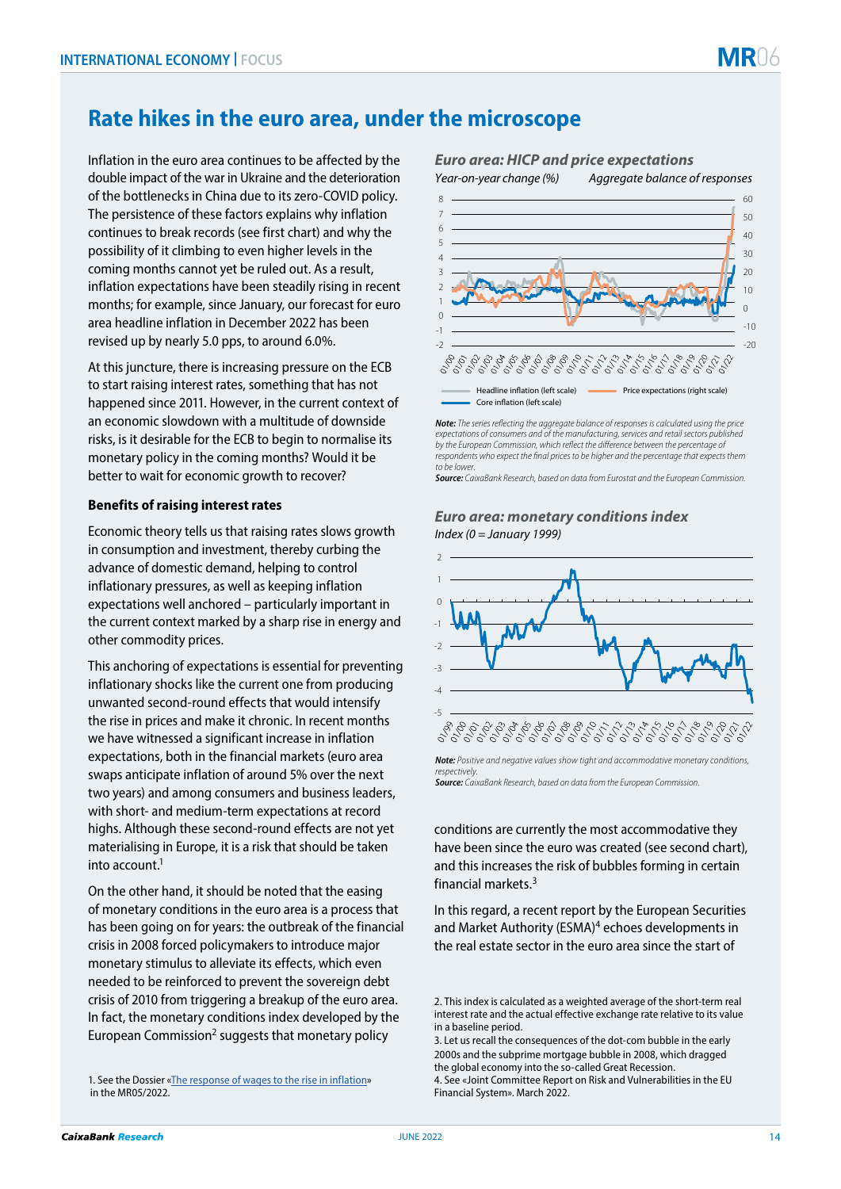# Rate hikes in the euro area, under the microscope

Inflation in the euro area continues to be affected by the double impact of the war in Ukraine and the deterioration of the bottlenecks in China due to its zero-COVID policy. The persistence of these factors explains why inflation continues to break records (see first chart) and why the possibility of it climbing to even higher levels in the coming months cannot yet be ruled out. As a result, inflation expectations have been steadily rising in recent months; for example, since January, our forecast for euro area headline inflation in December 2022 has been revised up by nearly 5.0 pps, to around 6.0%.

At this juncture, there is increasing pressure on the ECB to start raising interest rates, something that has not happened since 2011. However, in the current context of an economic slowdown with a multitude of downside risks, is it desirable for the ECB to begin to normalise its monetary policy in the coming months? Would it be better to wait for economic growth to recover?

**Benefits of raising interest rates**

Economic theory tells us that raising rates slows growth in consumption and investment, thereby curbing the advance of domestic demand, helping to control inflationary pressures, as well as keeping inflation expectations well anchored – particularly important in the current context marked by a sharp rise in energy and other commodity prices.

This anchoring of expectations is essential for preventing inflationary shocks like the current one from producing unwanted second-round effects that would intensify the rise in prices and make it chronic. In recent months we have witnessed a significant increase in inflation expectations, both in the financial markets (euro area swaps anticipate inflation of around 5% over the next two years) and among consumers and business leaders, with short- and medium-term expectations at record highs. Although these second-round effects are not yet materialising in Europe, it is a risk that should be taken into account.[1]

On the other hand, it should be noted that the easing of monetary conditions in the euro area is a process that has been going on for years: the outbreak of the financial crisis in 2008 forced policymakers to introduce major monetary stimulus to alleviate its effects, which even needed to be reinforced to prevent the sovereign debt crisis of 2010 from triggering a breakup of the euro area. In fact, the monetary conditions index developed by the European Commission[2] suggests that monetary policy conditions are currently the most accommodative they have been since the euro was created (see second chart), and this increases the risk of bubbles forming in certain financial markets.[3]

In this regard, a recent report by the European Securities and Market Authority (ESMA)[4] echoes developments in the real estate sector in the euro area since the start of

***Euro area: HICP and price expectations***

*Year-on-year change (%)* — *Aggregate balance of responses*

Legend: Headline inflation (left scale); Price expectations (right scale); Core inflation (left scale)

***Note:*** *The series reflecting the aggregate balance of responses is calculated using the price expectations of consumers and of the manufacturing, services and retail sectors published by the European Commission, which reflect the difference between the percentage of respondents who expect the final prices to be higher and the percentage that expects them to be lower.*
***Source:*** *CaixaBank Research, based on data from Eurostat and the European Commission.*

***Euro area: monetary conditions index***

*Index (0 = January 1999)*

***Note:*** *Positive and negative values show tight and accommodative monetary conditions, respectively.*
***Source:*** *CaixaBank Research, based on data from the European Commission.*

1. See the Dossier «The response of wages to the rise in inflation» in the MR05/2022.

2. This index is calculated as a weighted average of the short-term real interest rate and the actual effective exchange rate relative to its value in a baseline period.

3. Let us recall the consequences of the dot-com bubble in the early 2000s and the subprime mortgage bubble in 2008, which dragged the global economy into the so-called Great Recession.

4. See «Joint Committee Report on Risk and Vulnerabilities in the EU Financial System». March 2022.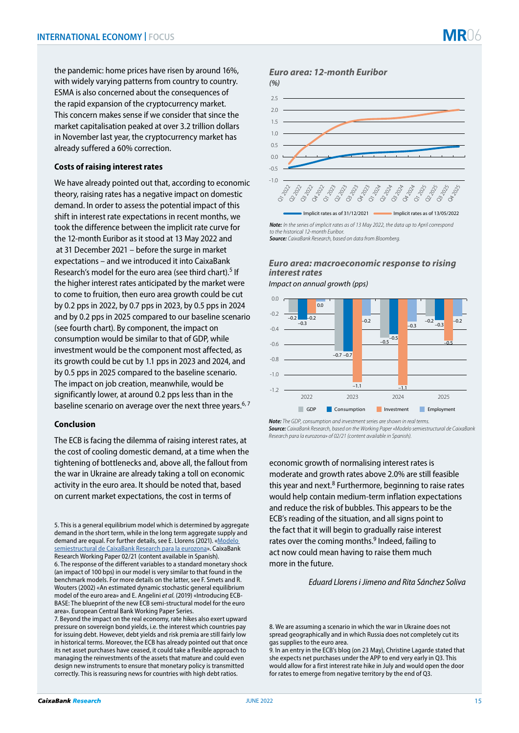the pandemic: home prices have risen by around 16%, with widely varying patterns from country to country. ESMA is also concerned about the consequences of the rapid expansion of the cryptocurrency market. This concern makes sense if we consider that since the market capitalisation peaked at over 3.2 trillion dollars in November last year, the cryptocurrency market has already suffered a 60% correction.

### Costs of raising interest rates

We have already pointed out that, according to economic theory, raising rates has a negative impact on domestic demand. In order to assess the potential impact of this shift in interest rate expectations in recent months, we took the difference between the implicit rate curve for the 12-month Euribor as it stood at 13 May 2022 and at 31 December 2021 – before the surge in market expectations – and we introduced it into CaixaBank Research's model for the euro area (see third chart).[5] If the higher interest rates anticipated by the market were to come to fruition, then euro area growth could be cut by 0.2 pps in 2022, by 0.7 pps in 2023, by 0.5 pps in 2024 and by 0.2 pps in 2025 compared to our baseline scenario (see fourth chart). By component, the impact on consumption would be similar to that of GDP, while investment would be the component most affected, as its growth could be cut by 1.1 pps in 2023 and 2024, and by 0.5 pps in 2025 compared to the baseline scenario. The impact on job creation, meanwhile, would be significantly lower, at around 0.2 pps less than in the baseline scenario on average over the next three years.[6, 7]

### Conclusion

The ECB is facing the dilemma of raising interest rates, at the cost of cooling domestic demand, at a time when the tightening of bottlenecks and, above all, the fallout from the war in Ukraine are already taking a toll on economic activity in the euro area. It should be noted that, based on current market expectations, the cost in terms of economic growth of normalising interest rates is moderate and growth rates above 2.0% are still feasible this year and next.[8] Furthermore, beginning to raise rates would help contain medium-term inflation expectations and reduce the risk of bubbles. This appears to be the ECB's reading of the situation, and all signs point to the fact that it will begin to gradually raise interest rates over the coming months.[9] Indeed, failing to act now could mean having to raise them much more in the future.

*Eduard Llorens i Jimeno and Rita Sánchez Soliva*

***Euro area: 12-month Euribor***
*(%)*

2.5
2.0
1.5
1.0
0.5
0.0
-0.5
-1.0

Q1 2022 Q2 2022 Q3 2022 Q4 2022 Q1 2023 Q2 2023 Q3 2023 Q4 2023 Q1 2024 Q2 2024 Q3 2024 Q4 2024 Q1 2025 Q2 2025 Q3 2025 Q4 2025

Implicit rates as of 31/12/2021
Implicit rates as of 13/05/2022

***Note:*** *In the series of implicit rates as of 13 May 2022, the data up to April correspond to the historical 12-month Euribor.*
***Source:*** *CaixaBank Research, based on data from Bloomberg.*

***Euro area: macroeconomic response to rising interest rates***
*Impact on annual growth (pps)*

0.0
-0.2
-0.4
-0.6
-0.8
-1.0
-1.2

2022: –0.2 –0.3 –0.2 0.0
2023: –0.7 –0.7 –1.1 –0.2
2024: –0.5 –0.5 –1.1 –0.3
2025: –0.2 –0.3 –0.5 –0.2

GDP
Consumption
Investment
Employment

***Note:*** *The GDP, consumption and investment series are shown in real terms.*
***Source:*** *CaixaBank Research, based on the Working Paper «Modelo semiestructural de CaixaBank Research para la eurozona» of 02/21 (content available in Spanish).*

5. This is a general equilibrium model which is determined by aggregate demand in the short term, while in the long term aggregate supply and demand are equal. For further details, see E. Llorens (2021). «Modelo semiestructural de CaixaBank Research para la eurozona». CaixaBank Research Working Paper 02/21 (content available in Spanish).

6. The response of the different variables to a standard monetary shock (an impact of 100 bps) in our model is very similar to that found in the benchmark models. For more details on the latter, see F. Smets and R. Wouters (2002) «An estimated dynamic stochastic general equilibrium model of the euro area» and E. Angelini *et al.* (2019) «Introducing ECB-BASE: The blueprint of the new ECB semi-structural model for the euro area». European Central Bank Working Paper Series.

7. Beyond the impact on the real economy, rate hikes also exert upward pressure on sovereign bond yields, i.e. the interest which countries pay for issuing debt. However, debt yields and risk premia are still fairly low in historical terms. Moreover, the ECB has already pointed out that once its net asset purchases have ceased, it could take a flexible approach to managing the reinvestments of the assets that mature and could even design new instruments to ensure that monetary policy is transmitted correctly. This is reassuring news for countries with high debt ratios.

8. We are assuming a scenario in which the war in Ukraine does not spread geographically and in which Russia does not completely cut its gas supplies to the euro area.

9. In an entry in the ECB's blog (on 23 May), Christine Lagarde stated that she expects net purchases under the APP to end very early in Q3. This would allow for a first interest rate hike in July and would open the door for rates to emerge from negative territory by the end of Q3.